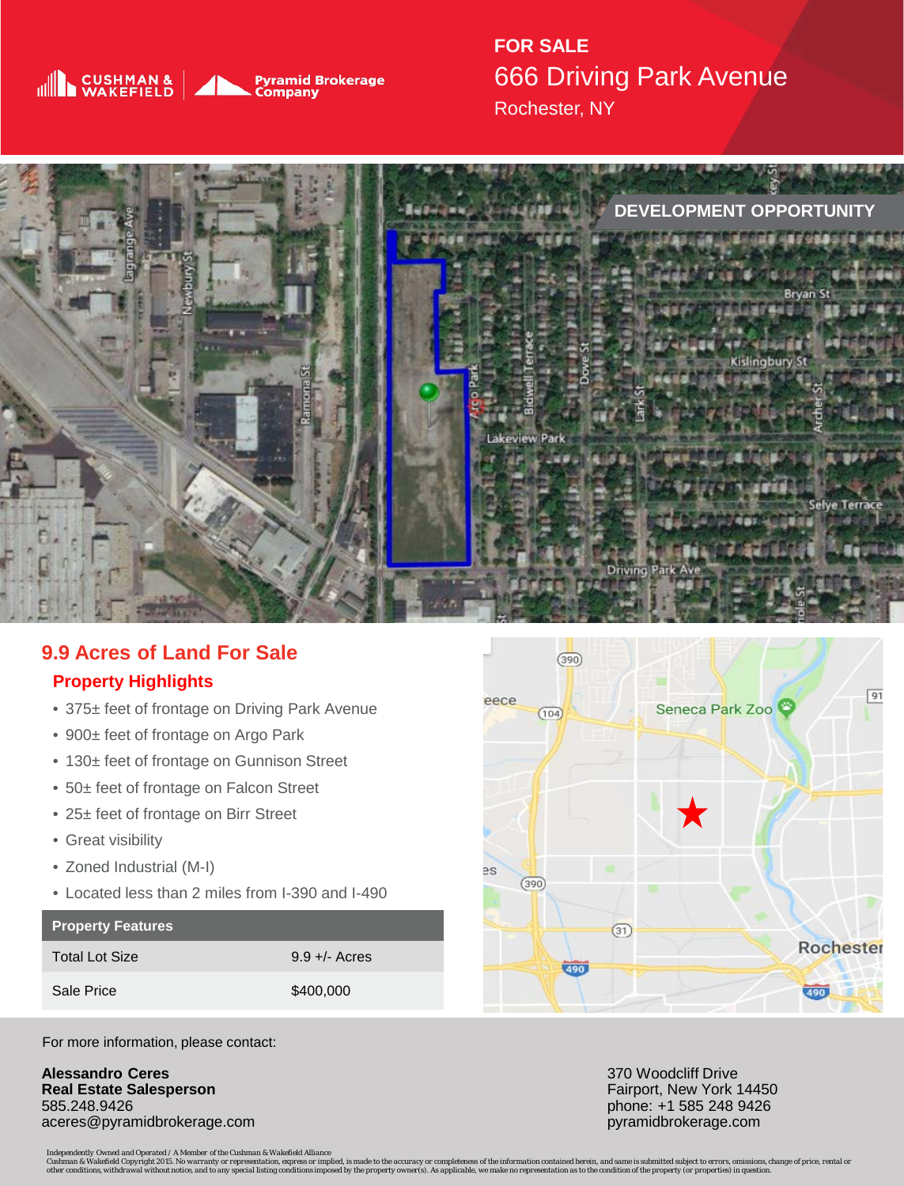Cushman & Wakefield | Pyramid Brokerage Company

**FOR SALE**

# 666 Driving Park Avenue

Rochester, NY

DEVELOPMENT OPPORTUNITY

## 9.9 Acres of Land For Sale

### Property Highlights

- 375± feet of frontage on Driving Park Avenue
- 900± feet of frontage on Argo Park
- 130± feet of frontage on Gunnison Street
- 50± feet of frontage on Falcon Street
- 25± feet of frontage on Birr Street
- Great visibility
- Zoned Industrial (M-I)
- Located less than 2 miles from I-390 and I-490

| Property Features | |
|---|---|
| Total Lot Size | 9.9 +/- Acres |
| Sale Price | $400,000 |

For more information, please contact:

**Alessandro Ceres**
**Real Estate Salesperson**
585.248.9426
aceres@pyramidbrokerage.com

370 Woodcliff Drive
Fairport, New York 14450
phone: +1 585 248 9426
pyramidbrokerage.com

Independently Owned and Operated / A Member of the Cushman & Wakefield Alliance
Cushman & Wakefield Copyright 2015. No warranty or representation, express or implied, is made to the accuracy or completeness of the information contained herein, and same is submitted subject to errors, omissions, change of price, rental or other conditions, withdrawal without notice, and to any special listing conditions imposed by the property owner(s). As applicable, we make no representation as to the condition of the property (or properties) in question.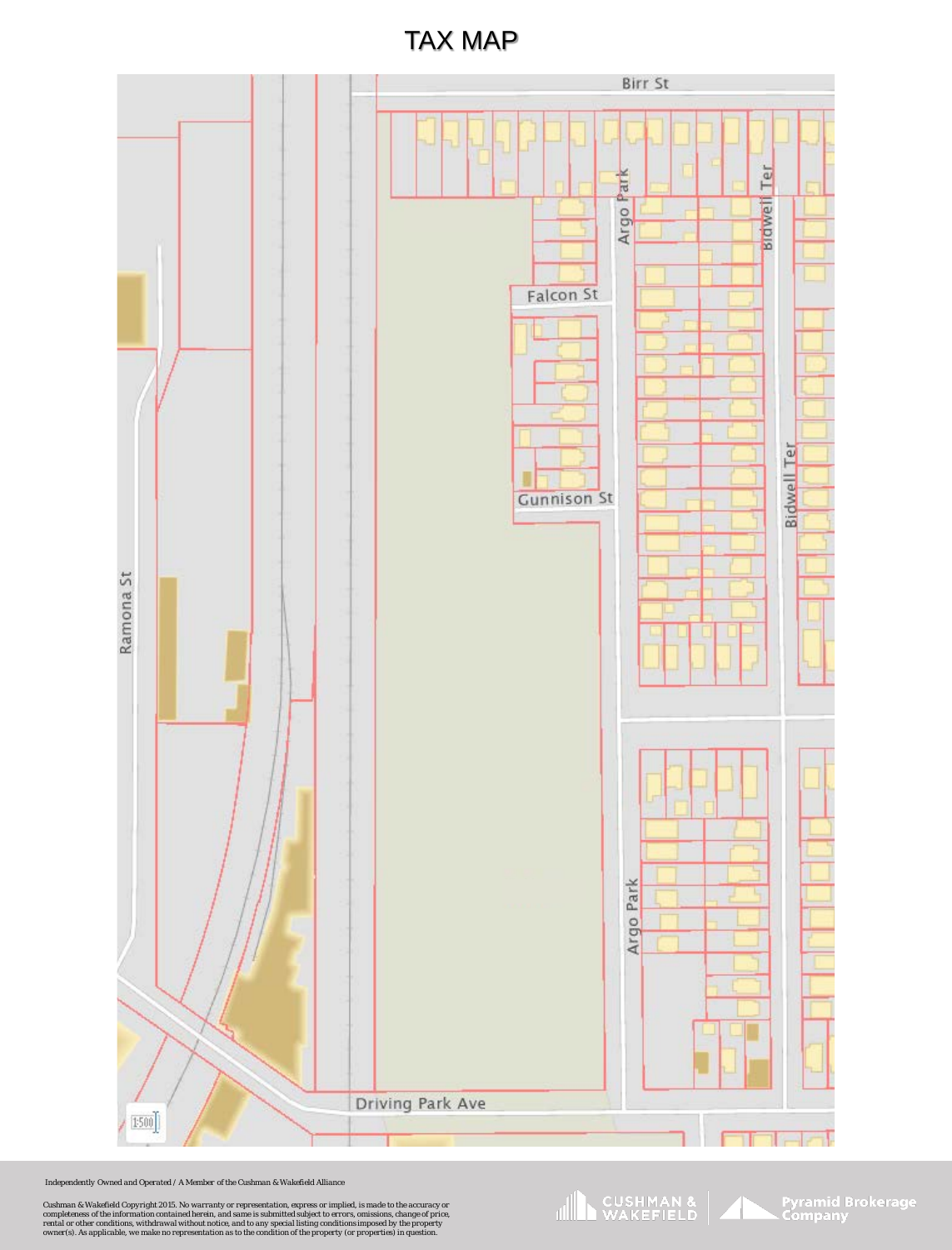# TAX MAP

Birr St

Argo Park

Bidwell Ter

Falcon St

Gunnison St

Bidwell Ter

Ramona St

Argo Park

Driving Park Ave

1:500

Independently Owned and Operated / A Member of the Cushman & Wakefield Alliance

Cushman & Wakefield Copyright 2015. No warranty or representation, express or implied, is made to the accuracy or completeness of the information contained herein, and same is submitted subject to errors, omissions, change of price, rental or other conditions, withdrawal without notice, and to any special listing conditions imposed by the property owner(s). As applicable, we make no representation as to the condition of the property (or properties) in question.

CUSHMAN & WAKEFIELD

Pyramid Brokerage Company